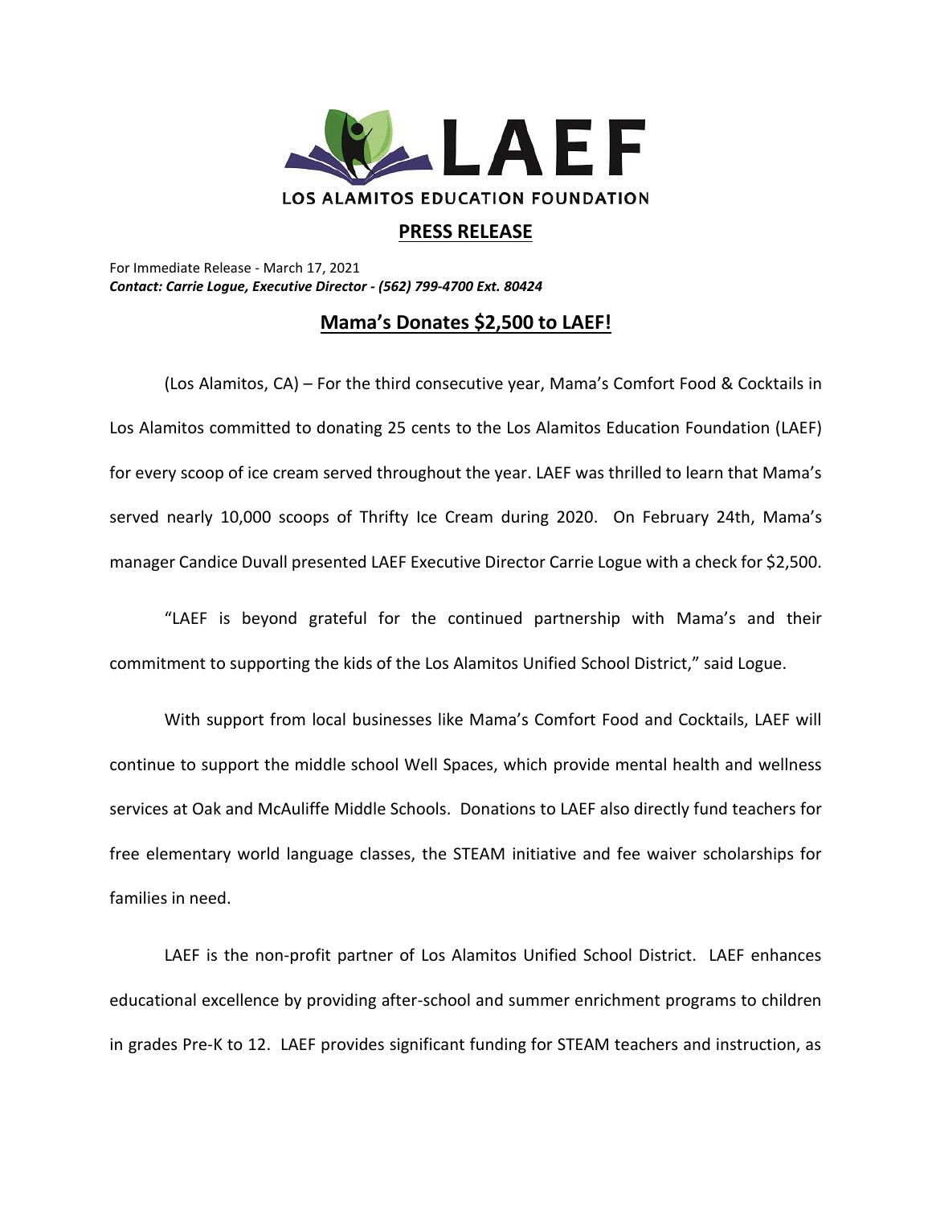# LAEF

LOS ALAMITOS EDUCATION FOUNDATION

## PRESS RELEASE

For Immediate Release - March 17, 2021
***Contact: Carrie Logue, Executive Director - (562) 799-4700 Ext. 80424***

## Mama's Donates $2,500 to LAEF!

(Los Alamitos, CA) – For the third consecutive year, Mama's Comfort Food & Cocktails in Los Alamitos committed to donating 25 cents to the Los Alamitos Education Foundation (LAEF) for every scoop of ice cream served throughout the year. LAEF was thrilled to learn that Mama's served nearly 10,000 scoops of Thrifty Ice Cream during 2020. On February 24th, Mama's manager Candice Duvall presented LAEF Executive Director Carrie Logue with a check for $2,500.

"LAEF is beyond grateful for the continued partnership with Mama's and their commitment to supporting the kids of the Los Alamitos Unified School District," said Logue.

With support from local businesses like Mama's Comfort Food and Cocktails, LAEF will continue to support the middle school Well Spaces, which provide mental health and wellness services at Oak and McAuliffe Middle Schools. Donations to LAEF also directly fund teachers for free elementary world language classes, the STEAM initiative and fee waiver scholarships for families in need.

LAEF is the non-profit partner of Los Alamitos Unified School District. LAEF enhances educational excellence by providing after-school and summer enrichment programs to children in grades Pre-K to 12. LAEF provides significant funding for STEAM teachers and instruction, as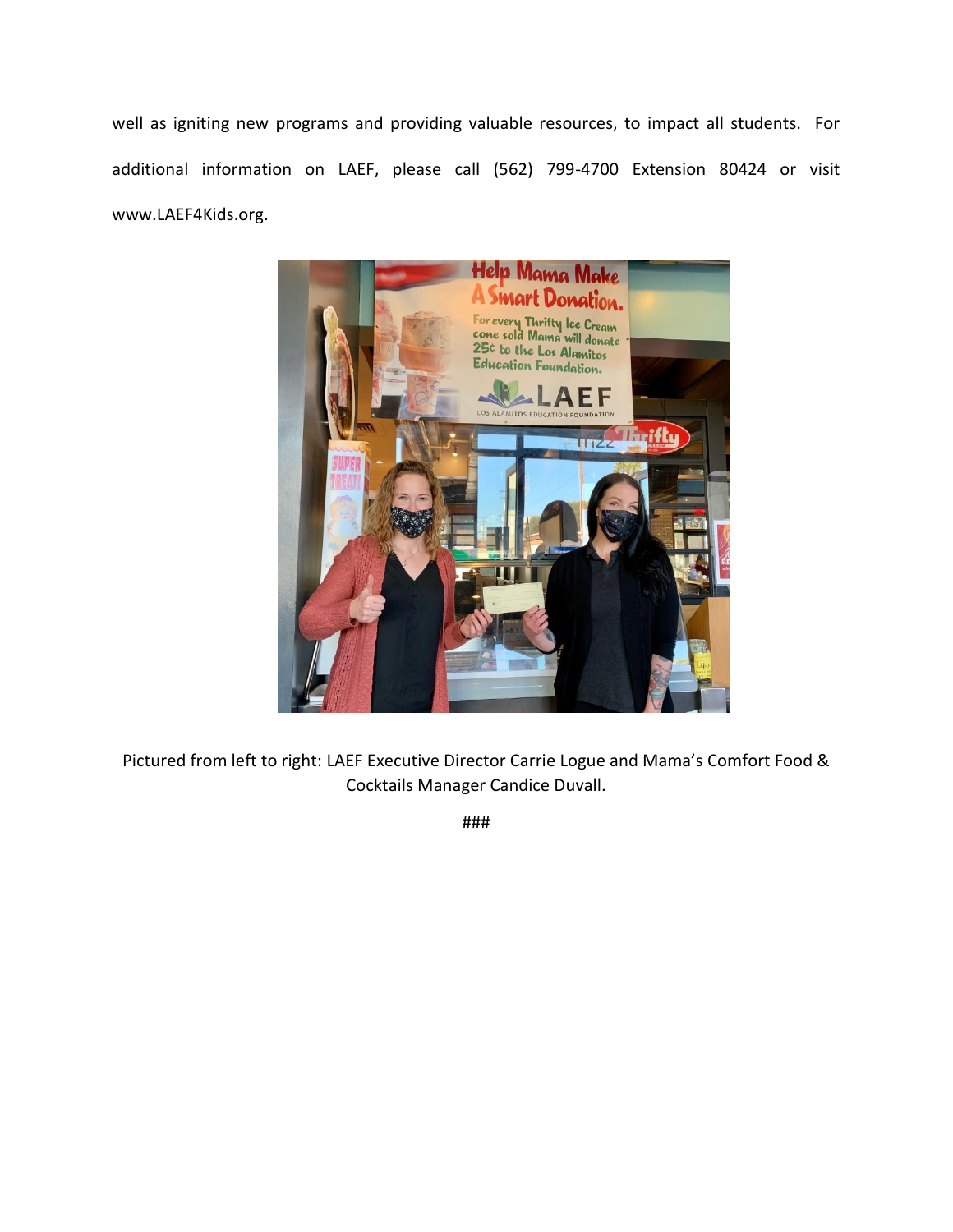well as igniting new programs and providing valuable resources, to impact all students. For additional information on LAEF, please call (562) 799-4700 Extension 80424 or visit www.LAEF4Kids.org.

Pictured from left to right: LAEF Executive Director Carrie Logue and Mama's Comfort Food & Cocktails Manager Candice Duvall.

###